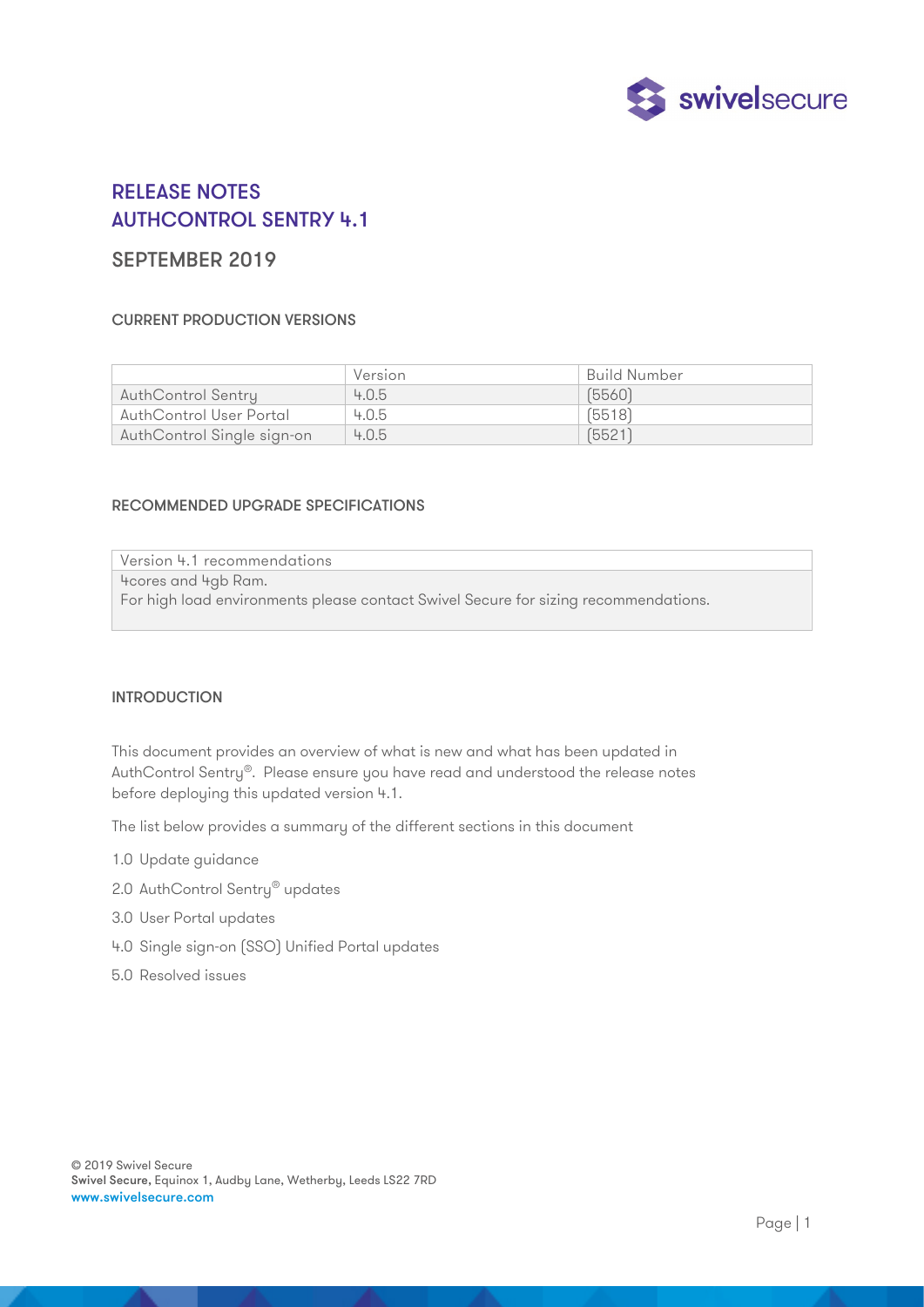# RELEASE NOTES
# AUTHCONTROL SENTRY 4.1

## SEPTEMBER 2019

### CURRENT PRODUCTION VERSIONS

| | Version | Build Number |
|---|---|---|
| AuthControl Sentry | 4.0.5 | (5560) |
| AuthControl User Portal | 4.0.5 | (5518) |
| AuthControl Single sign-on | 4.0.5 | (5521) |

### RECOMMENDED UPGRADE SPECIFICATIONS

| Version 4.1 recommendations |
|---|
| 4cores and 4gb Ram.<br>For high load environments please contact Swivel Secure for sizing recommendations. |

### INTRODUCTION

This document provides an overview of what is new and what has been updated in AuthControl Sentry®. Please ensure you have read and understood the release notes before deploying this updated version 4.1.

The list below provides a summary of the different sections in this document

1.0 Update guidance

2.0 AuthControl Sentry® updates

3.0 User Portal updates

4.0 Single sign-on (SSO) Unified Portal updates

5.0 Resolved issues

© 2019 Swivel Secure
**Swivel Secure**, Equinox 1, Audby Lane, Wetherby, Leeds LS22 7RD
www.swivelsecure.com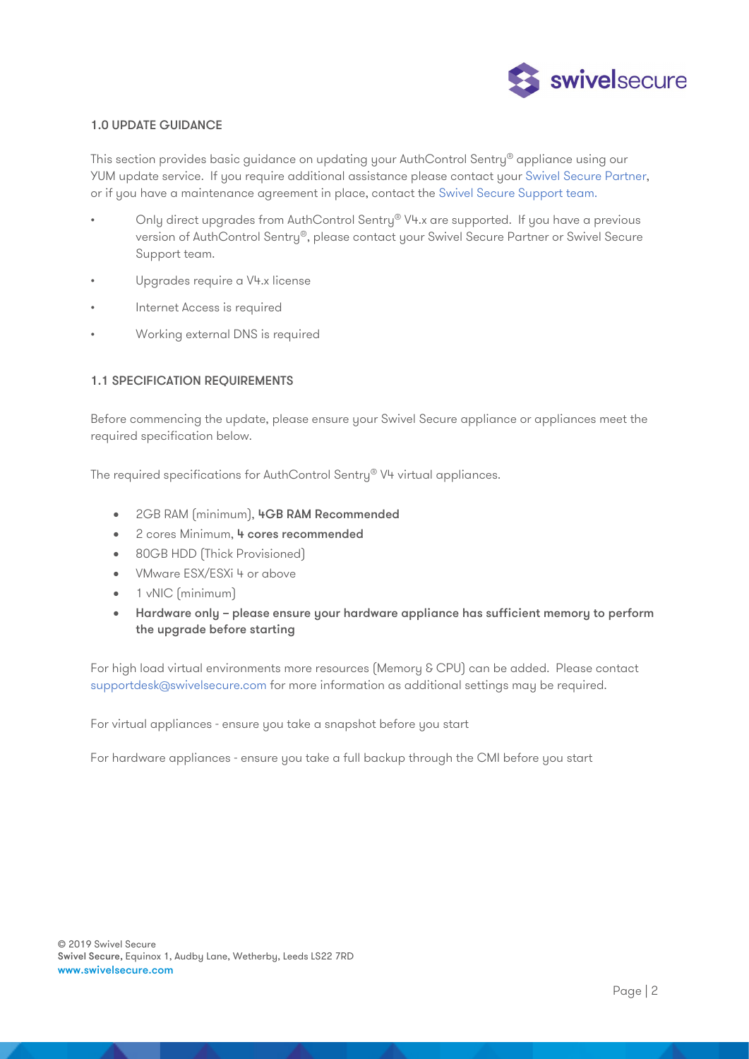## 1.0 UPDATE GUIDANCE

This section provides basic guidance on updating your AuthControl Sentry® appliance using our YUM update service. If you require additional assistance please contact your Swivel Secure Partner, or if you have a maintenance agreement in place, contact the Swivel Secure Support team.

- Only direct upgrades from AuthControl Sentry® V4.x are supported. If you have a previous version of AuthControl Sentry®, please contact your Swivel Secure Partner or Swivel Secure Support team.
- Upgrades require a V4.x license
- Internet Access is required
- Working external DNS is required

## 1.1 SPECIFICATION REQUIREMENTS

Before commencing the update, please ensure your Swivel Secure appliance or appliances meet the required specification below.

The required specifications for AuthControl Sentry® V4 virtual appliances.

- 2GB RAM (minimum), **4GB RAM Recommended**
- 2 cores Minimum, **4 cores recommended**
- 80GB HDD (Thick Provisioned)
- VMware ESX/ESXi 4 or above
- 1 vNIC (minimum)
- **Hardware only – please ensure your hardware appliance has sufficient memory to perform the upgrade before starting**

For high load virtual environments more resources (Memory & CPU) can be added. Please contact supportdesk@swivelsecure.com for more information as additional settings may be required.

For virtual appliances - ensure you take a snapshot before you start

For hardware appliances - ensure you take a full backup through the CMI before you start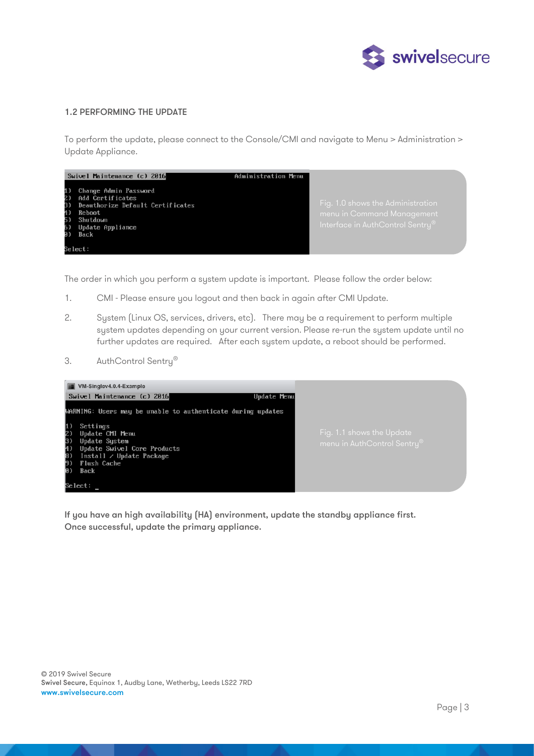## 1.2 PERFORMING THE UPDATE

To perform the update, please connect to the Console/CMI and navigate to Menu > Administration > Update Appliance.

```
Swivel Maintenance (c) 2016                    Administration Menu

1)  Change Admin Password
2)  Add Certificates
3)  Deauthorize Default Certificates
4)  Reboot
5)  Shutdown
6)  Update Appliance
0)  Back

Select:
```

Fig. 1.0 shows the Administration menu in Command Management Interface in AuthControl Sentry®

The order in which you perform a system update is important. Please follow the order below:

1. CMI - Please ensure you logout and then back in again after CMI Update.
2. System (Linux OS, services, drivers, etc). There may be a requirement to perform multiple system updates depending on your current version. Please re-run the system update until no further updates are required. After each system update, a reboot should be performed.
3. AuthControl Sentry®

```
VM-Singlev4.0.4-Example
Swivel Maintenance (c) 2016                    Update Menu

WARNING: Users may be unable to authenticate during updates

1)  Settings
2)  Update CMI Menu
3)  Update System
4)  Update Swivel Core Products
8)  Install / Update Package
9)  Flush Cache
0)  Back

Select: _
```

Fig. 1.1 shows the Update menu in AuthControl Sentry®

**If you have an high availability (HA) environment, update the standby appliance first. Once successful, update the primary appliance.**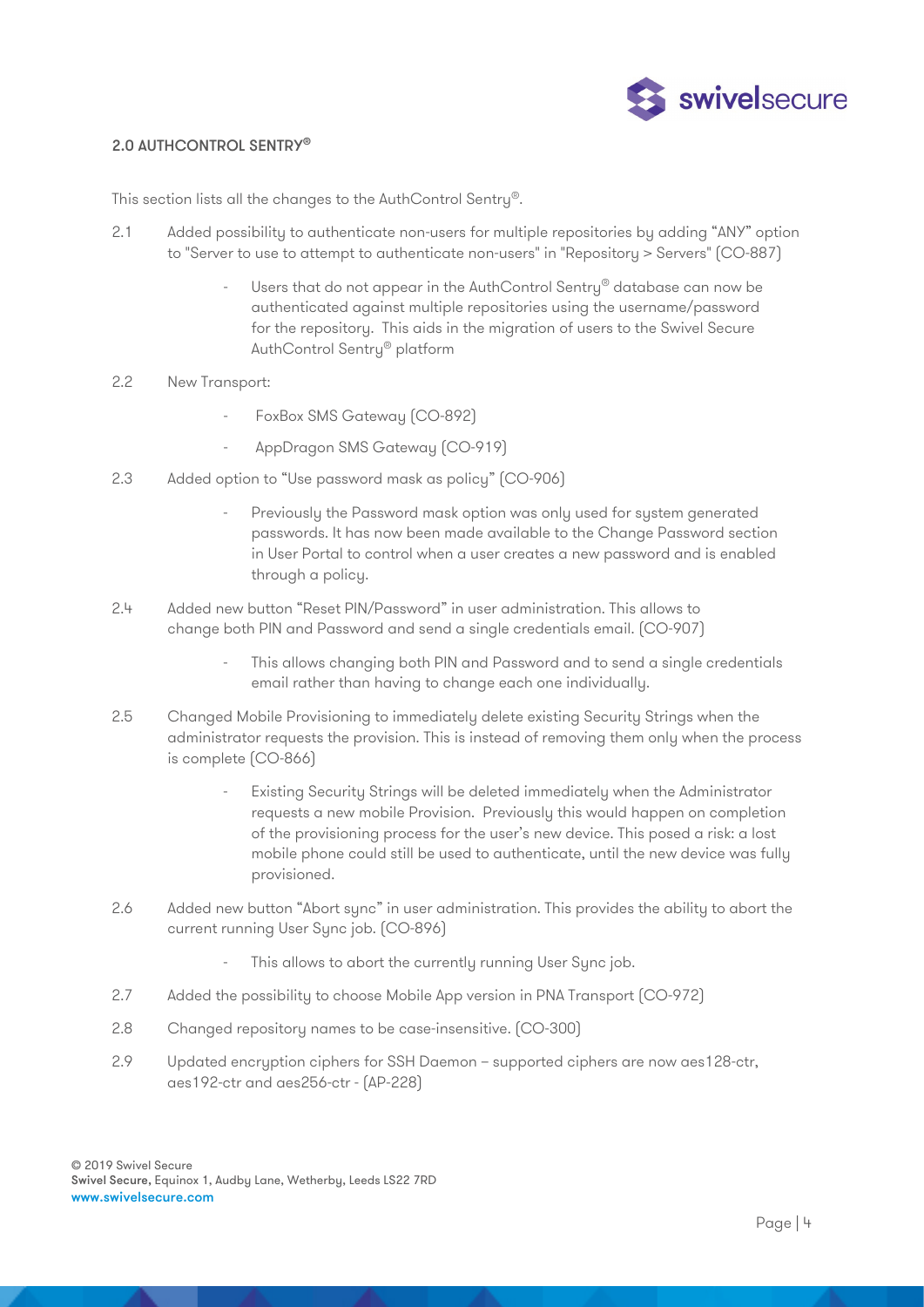## 2.0 AUTHCONTROL SENTRY®

This section lists all the changes to the AuthControl Sentry®.

2.1 Added possibility to authenticate non-users for multiple repositories by adding "ANY" option to "Server to use to attempt to authenticate non-users" in "Repository > Servers" (CO-887)

- Users that do not appear in the AuthControl Sentry® database can now be authenticated against multiple repositories using the username/password for the repository. This aids in the migration of users to the Swivel Secure AuthControl Sentry® platform

2.2 New Transport:

- FoxBox SMS Gateway (CO-892)
- AppDragon SMS Gateway (CO-919)

2.3 Added option to "Use password mask as policy" (CO-906)

- Previously the Password mask option was only used for system generated passwords. It has now been made available to the Change Password section in User Portal to control when a user creates a new password and is enabled through a policy.

2.4 Added new button "Reset PIN/Password" in user administration. This allows to change both PIN and Password and send a single credentials email. (CO-907)

- This allows changing both PIN and Password and to send a single credentials email rather than having to change each one individually.

2.5 Changed Mobile Provisioning to immediately delete existing Security Strings when the administrator requests the provision. This is instead of removing them only when the process is complete (CO-866)

- Existing Security Strings will be deleted immediately when the Administrator requests a new mobile Provision. Previously this would happen on completion of the provisioning process for the user's new device. This posed a risk: a lost mobile phone could still be used to authenticate, until the new device was fully provisioned.

2.6 Added new button "Abort sync" in user administration. This provides the ability to abort the current running User Sync job. (CO-896)

- This allows to abort the currently running User Sync job.

2.7 Added the possibility to choose Mobile App version in PNA Transport (CO-972)

2.8 Changed repository names to be case-insensitive. (CO-300)

2.9 Updated encryption ciphers for SSH Daemon – supported ciphers are now aes128-ctr, aes192-ctr and aes256-ctr - (AP-228)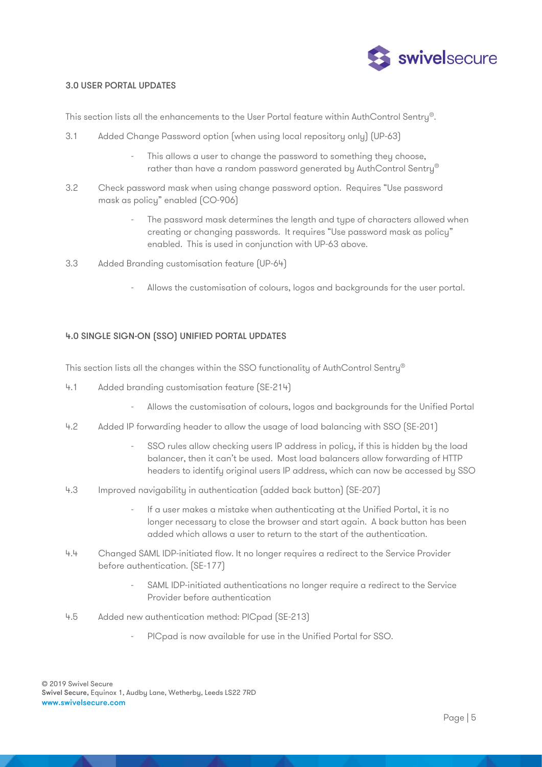## 3.0 USER PORTAL UPDATES

This section lists all the enhancements to the User Portal feature within AuthControl Sentry®.

3.1 Added Change Password option (when using local repository only) (UP-63)

- This allows a user to change the password to something they choose, rather than have a random password generated by AuthControl Sentry®

3.2 Check password mask when using change password option. Requires "Use password mask as policy" enabled (CO-906)

- The password mask determines the length and type of characters allowed when creating or changing passwords. It requires "Use password mask as policy" enabled. This is used in conjunction with UP-63 above.

3.3 Added Branding customisation feature (UP-64)

- Allows the customisation of colours, logos and backgrounds for the user portal.

## 4.0 SINGLE SIGN-ON (SSO) UNIFIED PORTAL UPDATES

This section lists all the changes within the SSO functionality of AuthControl Sentry®

4.1 Added branding customisation feature (SE-214)

- Allows the customisation of colours, logos and backgrounds for the Unified Portal

4.2 Added IP forwarding header to allow the usage of load balancing with SSO (SE-201)

- SSO rules allow checking users IP address in policy, if this is hidden by the load balancer, then it can't be used. Most load balancers allow forwarding of HTTP headers to identify original users IP address, which can now be accessed by SSO

4.3 Improved navigability in authentication (added back button) (SE-207)

- If a user makes a mistake when authenticating at the Unified Portal, it is no longer necessary to close the browser and start again. A back button has been added which allows a user to return to the start of the authentication.

4.4 Changed SAML IDP-initiated flow. It no longer requires a redirect to the Service Provider before authentication. (SE-177)

- SAML IDP-initiated authentications no longer require a redirect to the Service Provider before authentication

4.5 Added new authentication method: PICpad (SE-213)

- PICpad is now available for use in the Unified Portal for SSO.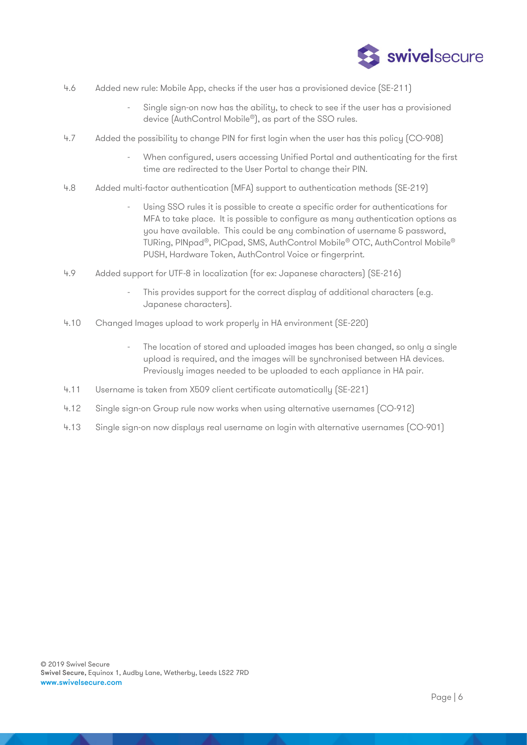4.6 Added new rule: Mobile App, checks if the user has a provisioned device (SE-211)

- Single sign-on now has the ability, to check to see if the user has a provisioned device (AuthControl Mobile®), as part of the SSO rules.

4.7 Added the possibility to change PIN for first login when the user has this policy (CO-908)

- When configured, users accessing Unified Portal and authenticating for the first time are redirected to the User Portal to change their PIN.

4.8 Added multi-factor authentication (MFA) support to authentication methods (SE-219)

- Using SSO rules it is possible to create a specific order for authentications for MFA to take place. It is possible to configure as many authentication options as you have available. This could be any combination of username & password, TURing, PINpad®, PICpad, SMS, AuthControl Mobile® OTC, AuthControl Mobile® PUSH, Hardware Token, AuthControl Voice or fingerprint.

4.9 Added support for UTF-8 in localization (for ex: Japanese characters) (SE-216)

- This provides support for the correct display of additional characters (e.g. Japanese characters).

4.10 Changed Images upload to work properly in HA environment (SE-220)

- The location of stored and uploaded images has been changed, so only a single upload is required, and the images will be synchronised between HA devices. Previously images needed to be uploaded to each appliance in HA pair.

4.11 Username is taken from X509 client certificate automatically (SE-221)

4.12 Single sign-on Group rule now works when using alternative usernames (CO-912)

4.13 Single sign-on now displays real username on login with alternative usernames (CO-901)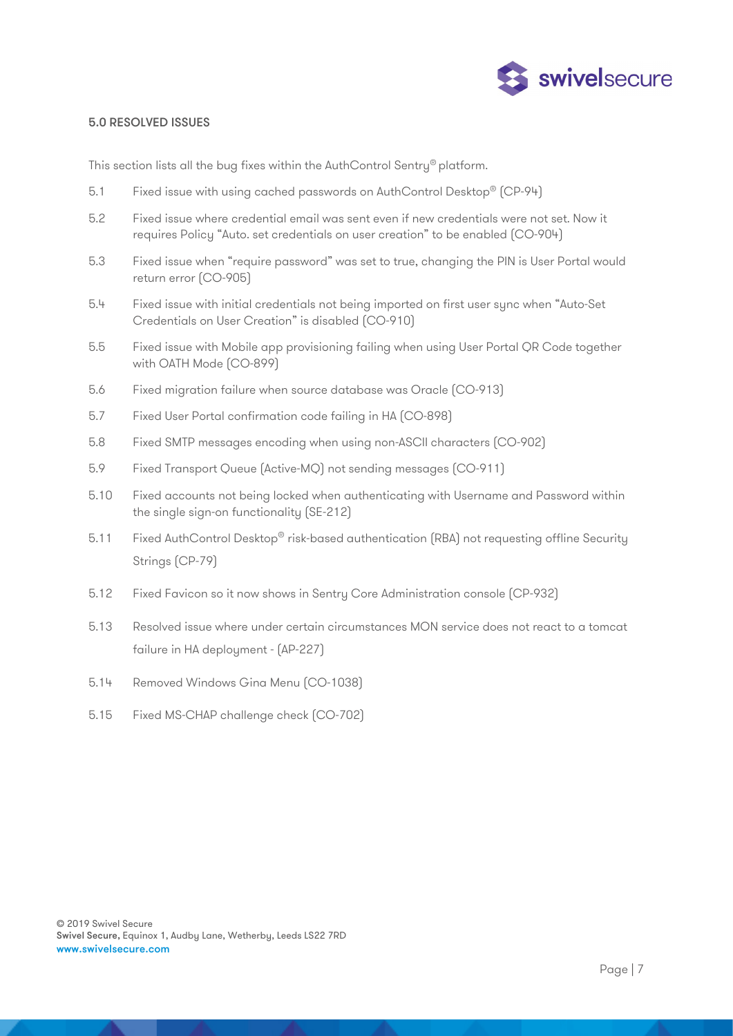## 5.0 RESOLVED ISSUES

This section lists all the bug fixes within the AuthControl Sentry® platform.

5.1 Fixed issue with using cached passwords on AuthControl Desktop® (CP-94)

5.2 Fixed issue where credential email was sent even if new credentials were not set. Now it requires Policy “Auto. set credentials on user creation” to be enabled (CO-904)

5.3 Fixed issue when “require password” was set to true, changing the PIN is User Portal would return error (CO-905)

5.4 Fixed issue with initial credentials not being imported on first user sync when “Auto-Set Credentials on User Creation” is disabled (CO-910)

5.5 Fixed issue with Mobile app provisioning failing when using User Portal QR Code together with OATH Mode (CO-899)

5.6 Fixed migration failure when source database was Oracle (CO-913)

5.7 Fixed User Portal confirmation code failing in HA (CO-898)

5.8 Fixed SMTP messages encoding when using non-ASCII characters (CO-902)

5.9 Fixed Transport Queue (Active-MQ) not sending messages (CO-911)

5.10 Fixed accounts not being locked when authenticating with Username and Password within the single sign-on functionality (SE-212)

5.11 Fixed AuthControl Desktop® risk-based authentication (RBA) not requesting offline Security Strings (CP-79)

5.12 Fixed Favicon so it now shows in Sentry Core Administration console (CP-932)

5.13 Resolved issue where under certain circumstances MON service does not react to a tomcat failure in HA deployment - (AP-227)

5.14 Removed Windows Gina Menu (CO-1038)

5.15 Fixed MS-CHAP challenge check (CO-702)

© 2019 Swivel Secure
**Swivel Secure**, Equinox 1, Audby Lane, Wetherby, Leeds LS22 7RD
www.swivelsecure.com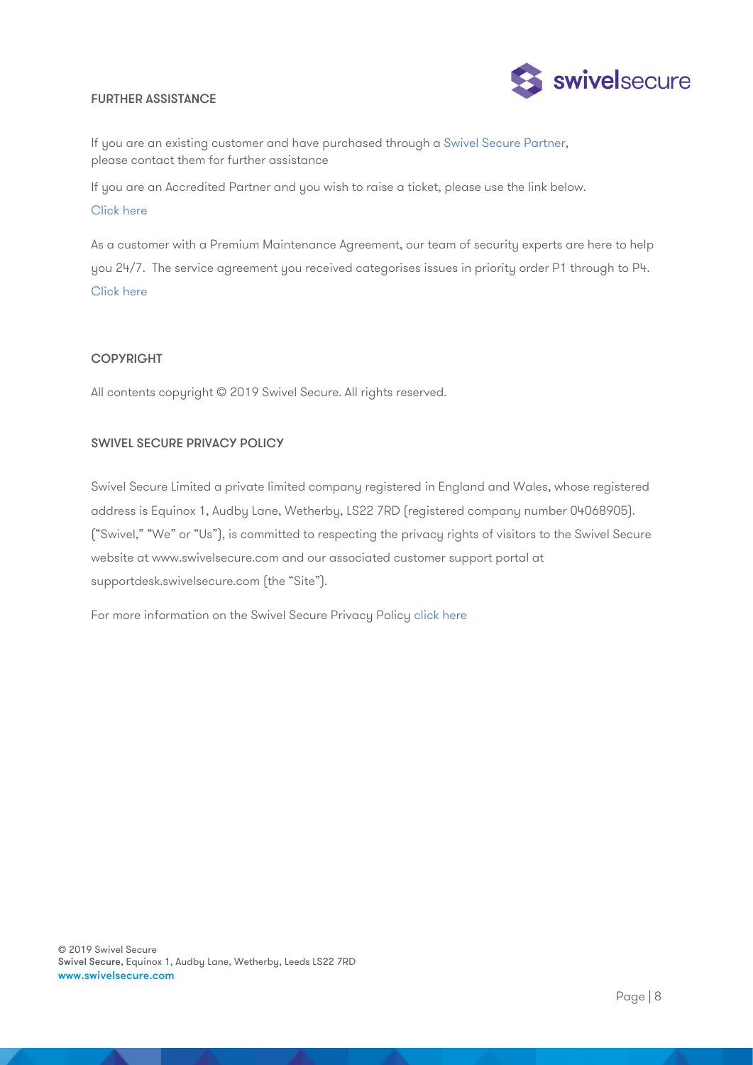## FURTHER ASSISTANCE

If you are an existing customer and have purchased through a Swivel Secure Partner, please contact them for further assistance

If you are an Accredited Partner and you wish to raise a ticket, please use the link below.

Click here

As a customer with a Premium Maintenance Agreement, our team of security experts are here to help you 24/7. The service agreement you received categorises issues in priority order P1 through to P4.

Click here

## COPYRIGHT

All contents copyright © 2019 Swivel Secure. All rights reserved.

## SWIVEL SECURE PRIVACY POLICY

Swivel Secure Limited a private limited company registered in England and Wales, whose registered address is Equinox 1, Audby Lane, Wetherby, LS22 7RD (registered company number 04068905). ("Swivel," "We" or "Us"), is committed to respecting the privacy rights of visitors to the Swivel Secure website at www.swivelsecure.com and our associated customer support portal at supportdesk.swivelsecure.com (the "Site").

For more information on the Swivel Secure Privacy Policy click here